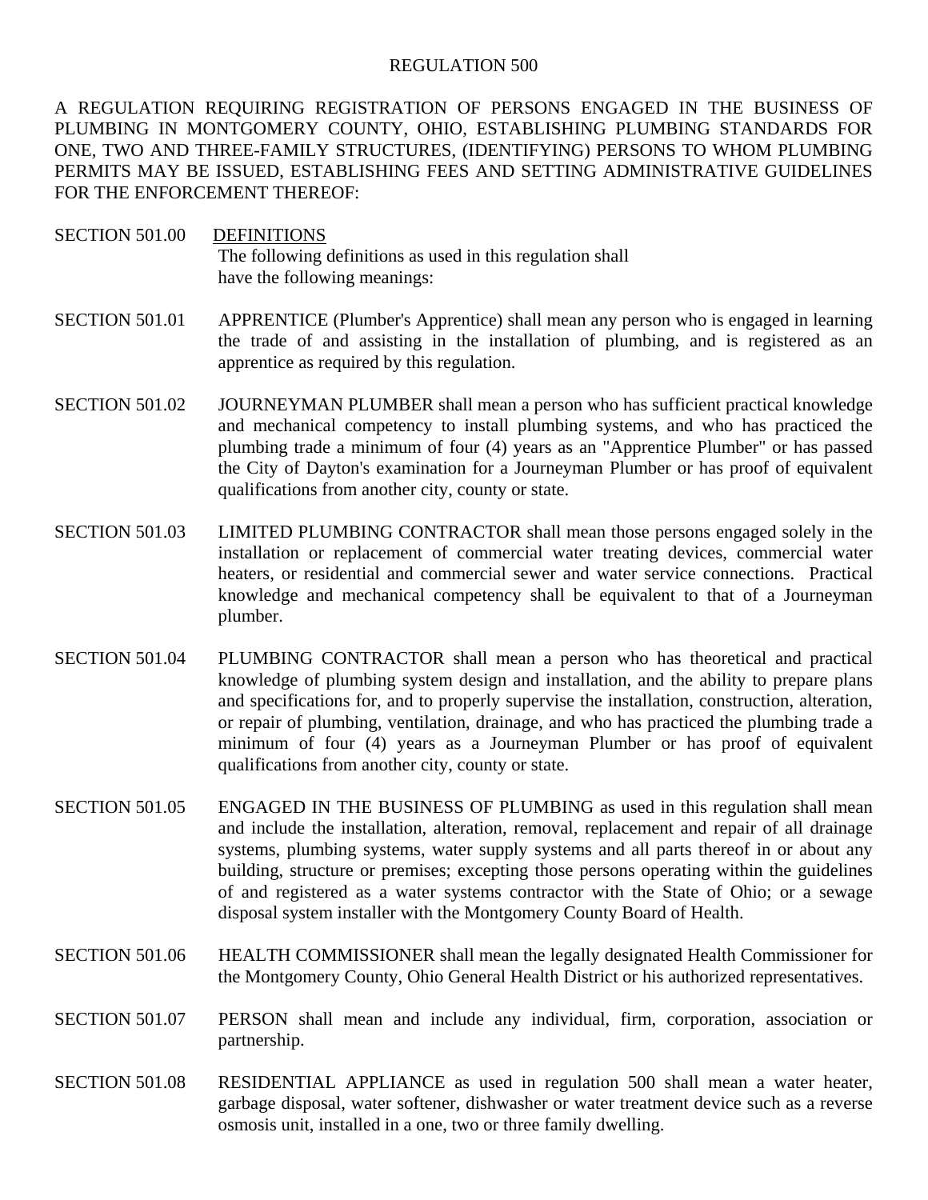# REGULATION 500

A REGULATION REQUIRING REGISTRATION OF PERSONS ENGAGED IN THE BUSINESS OF PLUMBING IN MONTGOMERY COUNTY, OHIO, ESTABLISHING PLUMBING STANDARDS FOR ONE, TWO AND THREE-FAMILY STRUCTURES, (IDENTIFYING) PERSONS TO WHOM PLUMBING PERMITS MAY BE ISSUED, ESTABLISHING FEES AND SETTING ADMINISTRATIVE GUIDELINES FOR THE ENFORCEMENT THEREOF:

SECTION 501.00 DEFINITIONS
The following definitions as used in this regulation shall have the following meanings:

SECTION 501.01 APPRENTICE (Plumber's Apprentice) shall mean any person who is engaged in learning the trade of and assisting in the installation of plumbing, and is registered as an apprentice as required by this regulation.

SECTION 501.02 JOURNEYMAN PLUMBER shall mean a person who has sufficient practical knowledge and mechanical competency to install plumbing systems, and who has practiced the plumbing trade a minimum of four (4) years as an "Apprentice Plumber" or has passed the City of Dayton's examination for a Journeyman Plumber or has proof of equivalent qualifications from another city, county or state.

SECTION 501.03 LIMITED PLUMBING CONTRACTOR shall mean those persons engaged solely in the installation or replacement of commercial water treating devices, commercial water heaters, or residential and commercial sewer and water service connections. Practical knowledge and mechanical competency shall be equivalent to that of a Journeyman plumber.

SECTION 501.04 PLUMBING CONTRACTOR shall mean a person who has theoretical and practical knowledge of plumbing system design and installation, and the ability to prepare plans and specifications for, and to properly supervise the installation, construction, alteration, or repair of plumbing, ventilation, drainage, and who has practiced the plumbing trade a minimum of four (4) years as a Journeyman Plumber or has proof of equivalent qualifications from another city, county or state.

SECTION 501.05 ENGAGED IN THE BUSINESS OF PLUMBING as used in this regulation shall mean and include the installation, alteration, removal, replacement and repair of all drainage systems, plumbing systems, water supply systems and all parts thereof in or about any building, structure or premises; excepting those persons operating within the guidelines of and registered as a water systems contractor with the State of Ohio; or a sewage disposal system installer with the Montgomery County Board of Health.

SECTION 501.06 HEALTH COMMISSIONER shall mean the legally designated Health Commissioner for the Montgomery County, Ohio General Health District or his authorized representatives.

SECTION 501.07 PERSON shall mean and include any individual, firm, corporation, association or partnership.

SECTION 501.08 RESIDENTIAL APPLIANCE as used in regulation 500 shall mean a water heater, garbage disposal, water softener, dishwasher or water treatment device such as a reverse osmosis unit, installed in a one, two or three family dwelling.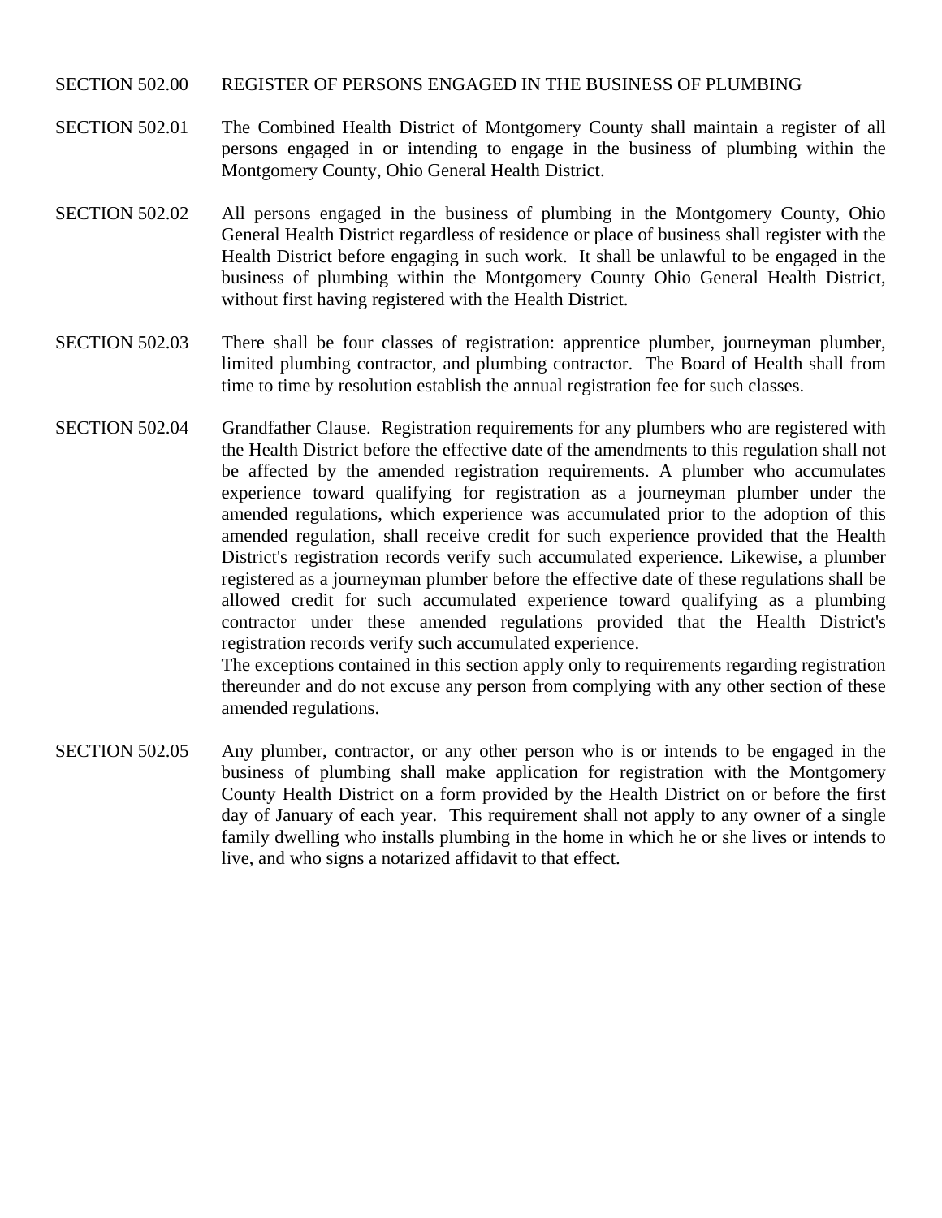SECTION 502.00 REGISTER OF PERSONS ENGAGED IN THE BUSINESS OF PLUMBING

SECTION 502.01 The Combined Health District of Montgomery County shall maintain a register of all persons engaged in or intending to engage in the business of plumbing within the Montgomery County, Ohio General Health District.

SECTION 502.02 All persons engaged in the business of plumbing in the Montgomery County, Ohio General Health District regardless of residence or place of business shall register with the Health District before engaging in such work. It shall be unlawful to be engaged in the business of plumbing within the Montgomery County Ohio General Health District, without first having registered with the Health District.

SECTION 502.03 There shall be four classes of registration: apprentice plumber, journeyman plumber, limited plumbing contractor, and plumbing contractor. The Board of Health shall from time to time by resolution establish the annual registration fee for such classes.

SECTION 502.04 Grandfather Clause. Registration requirements for any plumbers who are registered with the Health District before the effective date of the amendments to this regulation shall not be affected by the amended registration requirements. A plumber who accumulates experience toward qualifying for registration as a journeyman plumber under the amended regulations, which experience was accumulated prior to the adoption of this amended regulation, shall receive credit for such experience provided that the Health District's registration records verify such accumulated experience. Likewise, a plumber registered as a journeyman plumber before the effective date of these regulations shall be allowed credit for such accumulated experience toward qualifying as a plumbing contractor under these amended regulations provided that the Health District's registration records verify such accumulated experience.
The exceptions contained in this section apply only to requirements regarding registration thereunder and do not excuse any person from complying with any other section of these amended regulations.

SECTION 502.05 Any plumber, contractor, or any other person who is or intends to be engaged in the business of plumbing shall make application for registration with the Montgomery County Health District on a form provided by the Health District on or before the first day of January of each year. This requirement shall not apply to any owner of a single family dwelling who installs plumbing in the home in which he or she lives or intends to live, and who signs a notarized affidavit to that effect.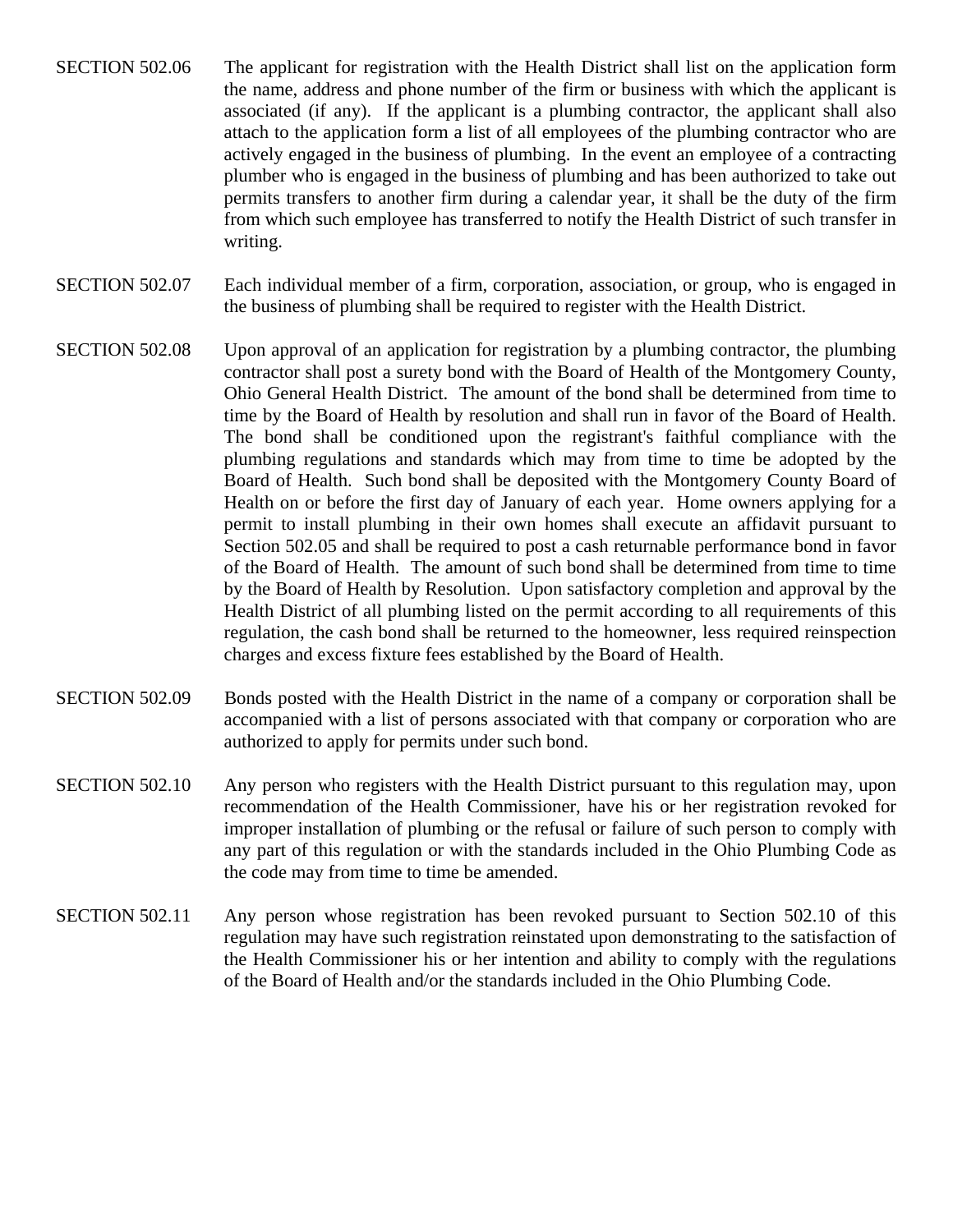SECTION 502.06 The applicant for registration with the Health District shall list on the application form the name, address and phone number of the firm or business with which the applicant is associated (if any). If the applicant is a plumbing contractor, the applicant shall also attach to the application form a list of all employees of the plumbing contractor who are actively engaged in the business of plumbing. In the event an employee of a contracting plumber who is engaged in the business of plumbing and has been authorized to take out permits transfers to another firm during a calendar year, it shall be the duty of the firm from which such employee has transferred to notify the Health District of such transfer in writing.

SECTION 502.07 Each individual member of a firm, corporation, association, or group, who is engaged in the business of plumbing shall be required to register with the Health District.

SECTION 502.08 Upon approval of an application for registration by a plumbing contractor, the plumbing contractor shall post a surety bond with the Board of Health of the Montgomery County, Ohio General Health District. The amount of the bond shall be determined from time to time by the Board of Health by resolution and shall run in favor of the Board of Health. The bond shall be conditioned upon the registrant's faithful compliance with the plumbing regulations and standards which may from time to time be adopted by the Board of Health. Such bond shall be deposited with the Montgomery County Board of Health on or before the first day of January of each year. Home owners applying for a permit to install plumbing in their own homes shall execute an affidavit pursuant to Section 502.05 and shall be required to post a cash returnable performance bond in favor of the Board of Health. The amount of such bond shall be determined from time to time by the Board of Health by Resolution. Upon satisfactory completion and approval by the Health District of all plumbing listed on the permit according to all requirements of this regulation, the cash bond shall be returned to the homeowner, less required reinspection charges and excess fixture fees established by the Board of Health.

SECTION 502.09 Bonds posted with the Health District in the name of a company or corporation shall be accompanied with a list of persons associated with that company or corporation who are authorized to apply for permits under such bond.

SECTION 502.10 Any person who registers with the Health District pursuant to this regulation may, upon recommendation of the Health Commissioner, have his or her registration revoked for improper installation of plumbing or the refusal or failure of such person to comply with any part of this regulation or with the standards included in the Ohio Plumbing Code as the code may from time to time be amended.

SECTION 502.11 Any person whose registration has been revoked pursuant to Section 502.10 of this regulation may have such registration reinstated upon demonstrating to the satisfaction of the Health Commissioner his or her intention and ability to comply with the regulations of the Board of Health and/or the standards included in the Ohio Plumbing Code.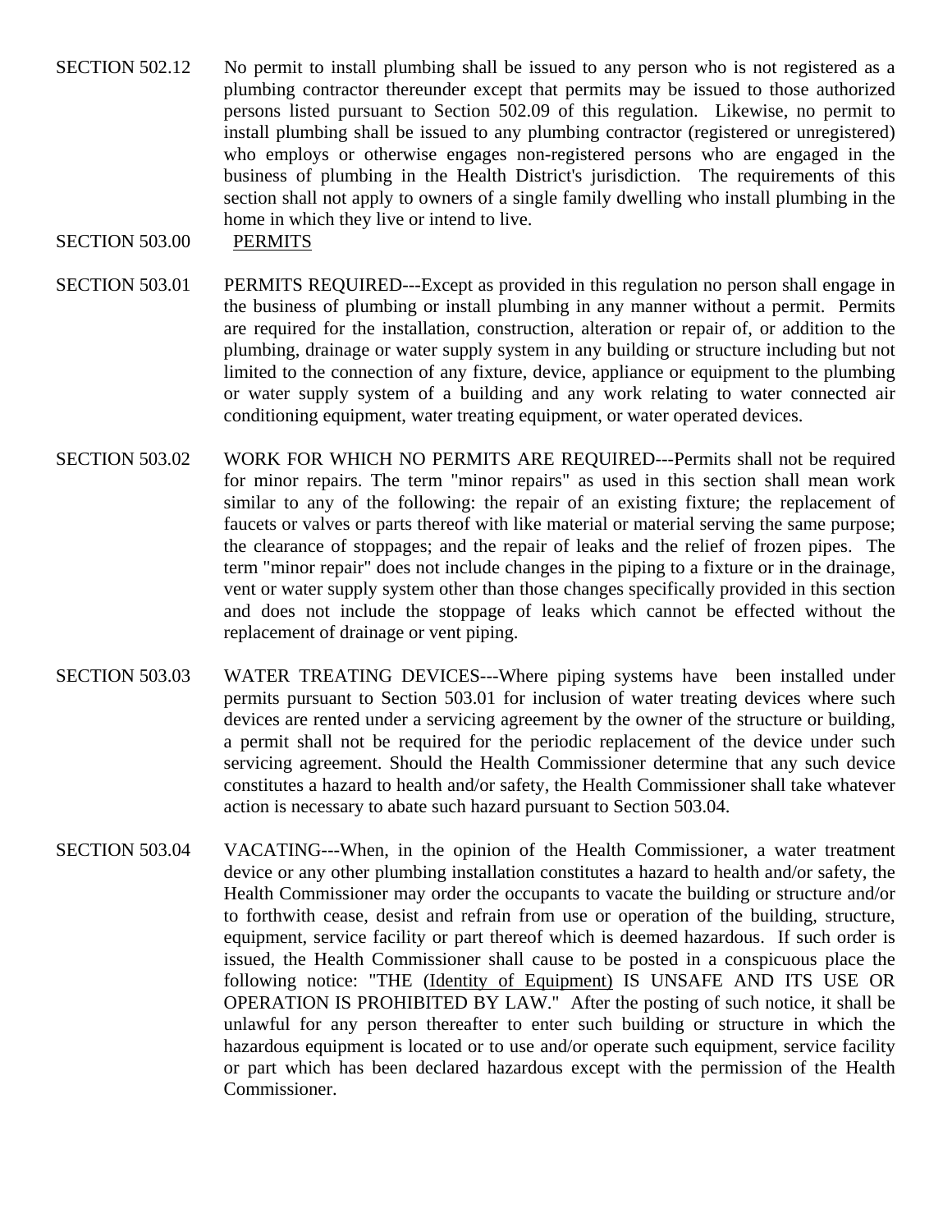SECTION 502.12 No permit to install plumbing shall be issued to any person who is not registered as a plumbing contractor thereunder except that permits may be issued to those authorized persons listed pursuant to Section 502.09 of this regulation. Likewise, no permit to install plumbing shall be issued to any plumbing contractor (registered or unregistered) who employs or otherwise engages non-registered persons who are engaged in the business of plumbing in the Health District's jurisdiction. The requirements of this section shall not apply to owners of a single family dwelling who install plumbing in the home in which they live or intend to live.

## SECTION 503.00 <u>PERMITS</u>

SECTION 503.01 PERMITS REQUIRED---Except as provided in this regulation no person shall engage in the business of plumbing or install plumbing in any manner without a permit. Permits are required for the installation, construction, alteration or repair of, or addition to the plumbing, drainage or water supply system in any building or structure including but not limited to the connection of any fixture, device, appliance or equipment to the plumbing or water supply system of a building and any work relating to water connected air conditioning equipment, water treating equipment, or water operated devices.

SECTION 503.02 WORK FOR WHICH NO PERMITS ARE REQUIRED---Permits shall not be required for minor repairs. The term "minor repairs" as used in this section shall mean work similar to any of the following: the repair of an existing fixture; the replacement of faucets or valves or parts thereof with like material or material serving the same purpose; the clearance of stoppages; and the repair of leaks and the relief of frozen pipes. The term "minor repair" does not include changes in the piping to a fixture or in the drainage, vent or water supply system other than those changes specifically provided in this section and does not include the stoppage of leaks which cannot be effected without the replacement of drainage or vent piping.

SECTION 503.03 WATER TREATING DEVICES---Where piping systems have been installed under permits pursuant to Section 503.01 for inclusion of water treating devices where such devices are rented under a servicing agreement by the owner of the structure or building, a permit shall not be required for the periodic replacement of the device under such servicing agreement. Should the Health Commissioner determine that any such device constitutes a hazard to health and/or safety, the Health Commissioner shall take whatever action is necessary to abate such hazard pursuant to Section 503.04.

SECTION 503.04 VACATING---When, in the opinion of the Health Commissioner, a water treatment device or any other plumbing installation constitutes a hazard to health and/or safety, the Health Commissioner may order the occupants to vacate the building or structure and/or to forthwith cease, desist and refrain from use or operation of the building, structure, equipment, service facility or part thereof which is deemed hazardous. If such order is issued, the Health Commissioner shall cause to be posted in a conspicuous place the following notice: "THE <u>(Identity of Equipment)</u> IS UNSAFE AND ITS USE OR OPERATION IS PROHIBITED BY LAW." After the posting of such notice, it shall be unlawful for any person thereafter to enter such building or structure in which the hazardous equipment is located or to use and/or operate such equipment, service facility or part which has been declared hazardous except with the permission of the Health Commissioner.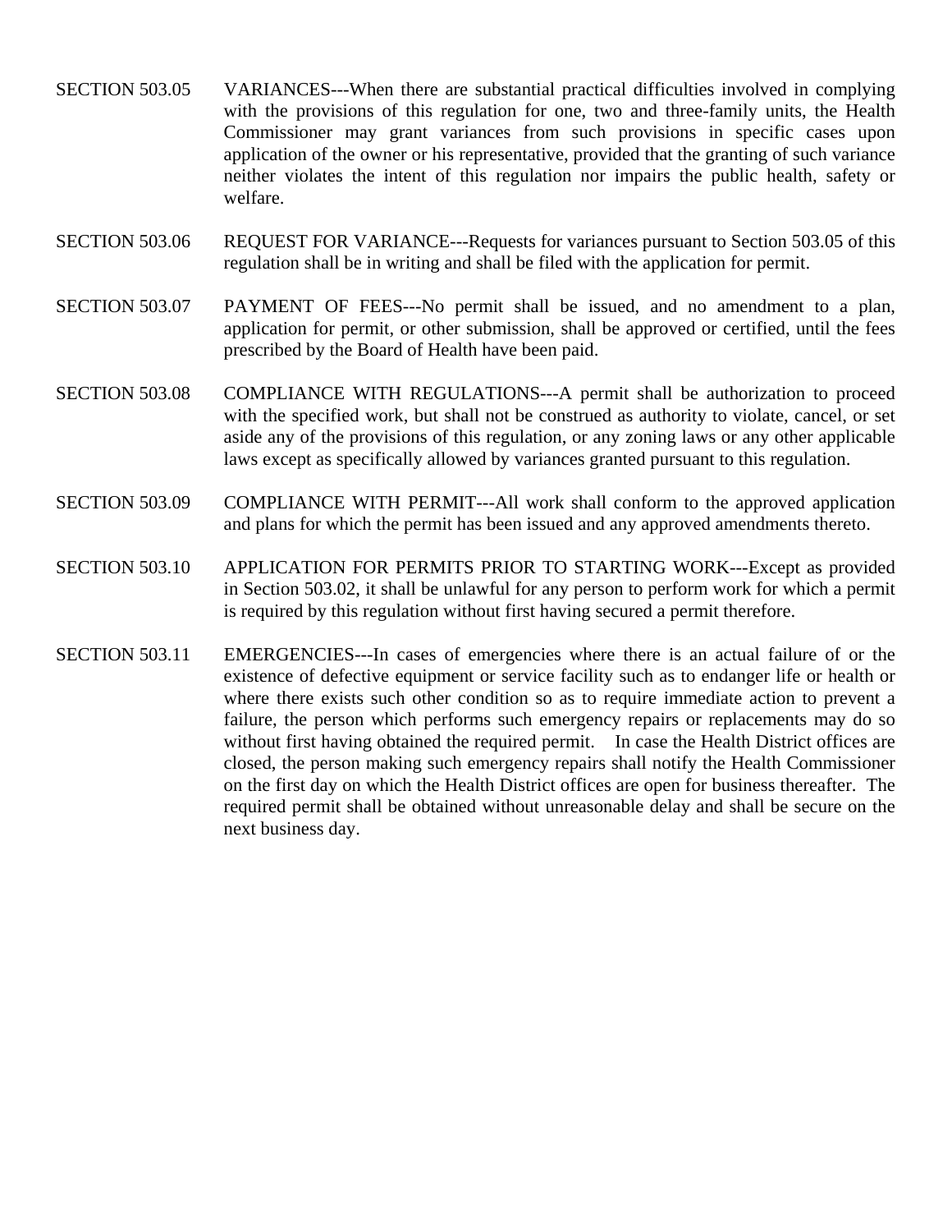SECTION 503.05 VARIANCES---When there are substantial practical difficulties involved in complying with the provisions of this regulation for one, two and three-family units, the Health Commissioner may grant variances from such provisions in specific cases upon application of the owner or his representative, provided that the granting of such variance neither violates the intent of this regulation nor impairs the public health, safety or welfare.

SECTION 503.06 REQUEST FOR VARIANCE---Requests for variances pursuant to Section 503.05 of this regulation shall be in writing and shall be filed with the application for permit.

SECTION 503.07 PAYMENT OF FEES---No permit shall be issued, and no amendment to a plan, application for permit, or other submission, shall be approved or certified, until the fees prescribed by the Board of Health have been paid.

SECTION 503.08 COMPLIANCE WITH REGULATIONS---A permit shall be authorization to proceed with the specified work, but shall not be construed as authority to violate, cancel, or set aside any of the provisions of this regulation, or any zoning laws or any other applicable laws except as specifically allowed by variances granted pursuant to this regulation.

SECTION 503.09 COMPLIANCE WITH PERMIT---All work shall conform to the approved application and plans for which the permit has been issued and any approved amendments thereto.

SECTION 503.10 APPLICATION FOR PERMITS PRIOR TO STARTING WORK---Except as provided in Section 503.02, it shall be unlawful for any person to perform work for which a permit is required by this regulation without first having secured a permit therefore.

SECTION 503.11 EMERGENCIES---In cases of emergencies where there is an actual failure of or the existence of defective equipment or service facility such as to endanger life or health or where there exists such other condition so as to require immediate action to prevent a failure, the person which performs such emergency repairs or replacements may do so without first having obtained the required permit. In case the Health District offices are closed, the person making such emergency repairs shall notify the Health Commissioner on the first day on which the Health District offices are open for business thereafter. The required permit shall be obtained without unreasonable delay and shall be secure on the next business day.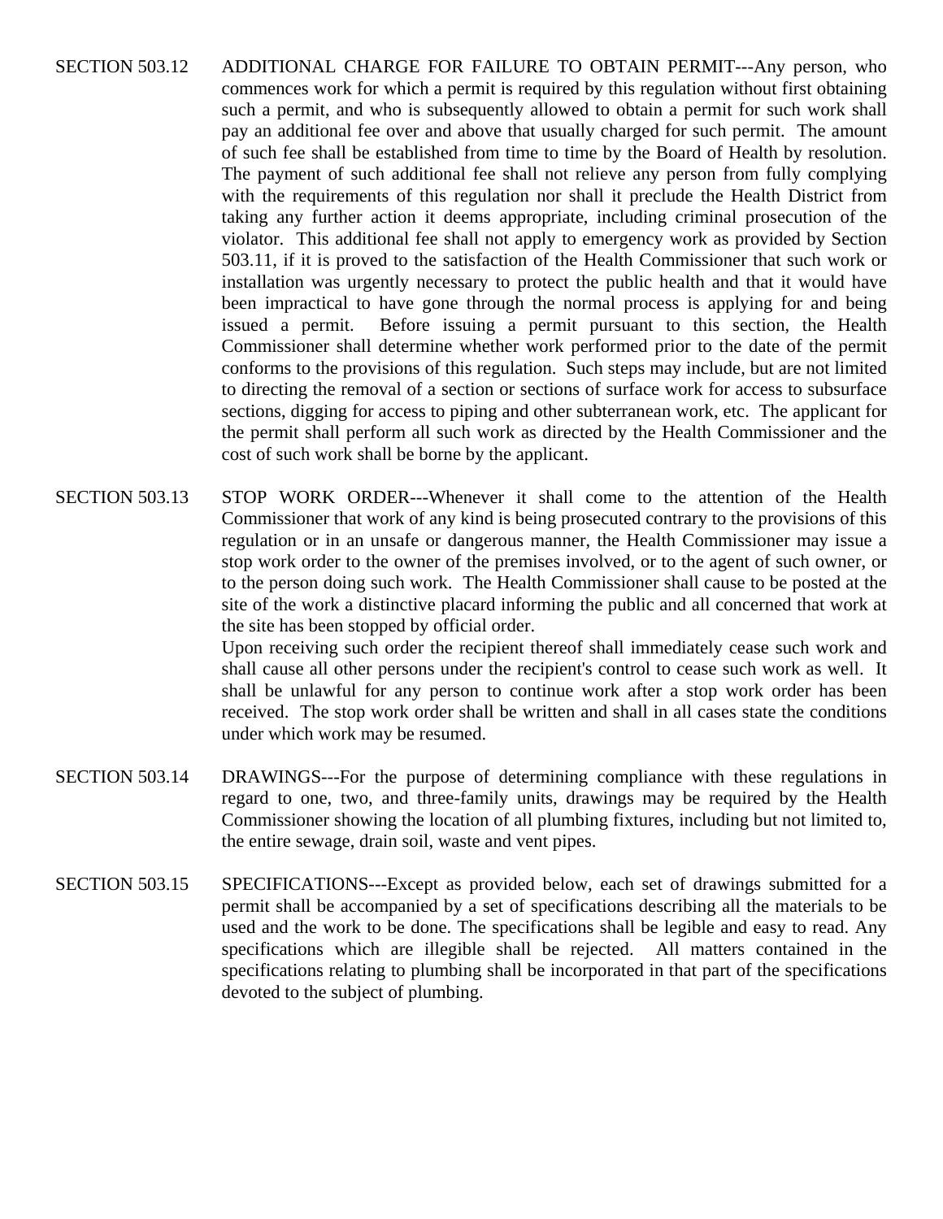SECTION 503.12 ADDITIONAL CHARGE FOR FAILURE TO OBTAIN PERMIT---Any person, who commences work for which a permit is required by this regulation without first obtaining such a permit, and who is subsequently allowed to obtain a permit for such work shall pay an additional fee over and above that usually charged for such permit. The amount of such fee shall be established from time to time by the Board of Health by resolution. The payment of such additional fee shall not relieve any person from fully complying with the requirements of this regulation nor shall it preclude the Health District from taking any further action it deems appropriate, including criminal prosecution of the violator. This additional fee shall not apply to emergency work as provided by Section 503.11, if it is proved to the satisfaction of the Health Commissioner that such work or installation was urgently necessary to protect the public health and that it would have been impractical to have gone through the normal process is applying for and being issued a permit. Before issuing a permit pursuant to this section, the Health Commissioner shall determine whether work performed prior to the date of the permit conforms to the provisions of this regulation. Such steps may include, but are not limited to directing the removal of a section or sections of surface work for access to subsurface sections, digging for access to piping and other subterranean work, etc. The applicant for the permit shall perform all such work as directed by the Health Commissioner and the cost of such work shall be borne by the applicant.

SECTION 503.13 STOP WORK ORDER---Whenever it shall come to the attention of the Health Commissioner that work of any kind is being prosecuted contrary to the provisions of this regulation or in an unsafe or dangerous manner, the Health Commissioner may issue a stop work order to the owner of the premises involved, or to the agent of such owner, or to the person doing such work. The Health Commissioner shall cause to be posted at the site of the work a distinctive placard informing the public and all concerned that work at the site has been stopped by official order.

Upon receiving such order the recipient thereof shall immediately cease such work and shall cause all other persons under the recipient's control to cease such work as well. It shall be unlawful for any person to continue work after a stop work order has been received. The stop work order shall be written and shall in all cases state the conditions under which work may be resumed.

SECTION 503.14 DRAWINGS---For the purpose of determining compliance with these regulations in regard to one, two, and three-family units, drawings may be required by the Health Commissioner showing the location of all plumbing fixtures, including but not limited to, the entire sewage, drain soil, waste and vent pipes.

SECTION 503.15 SPECIFICATIONS---Except as provided below, each set of drawings submitted for a permit shall be accompanied by a set of specifications describing all the materials to be used and the work to be done. The specifications shall be legible and easy to read. Any specifications which are illegible shall be rejected. All matters contained in the specifications relating to plumbing shall be incorporated in that part of the specifications devoted to the subject of plumbing.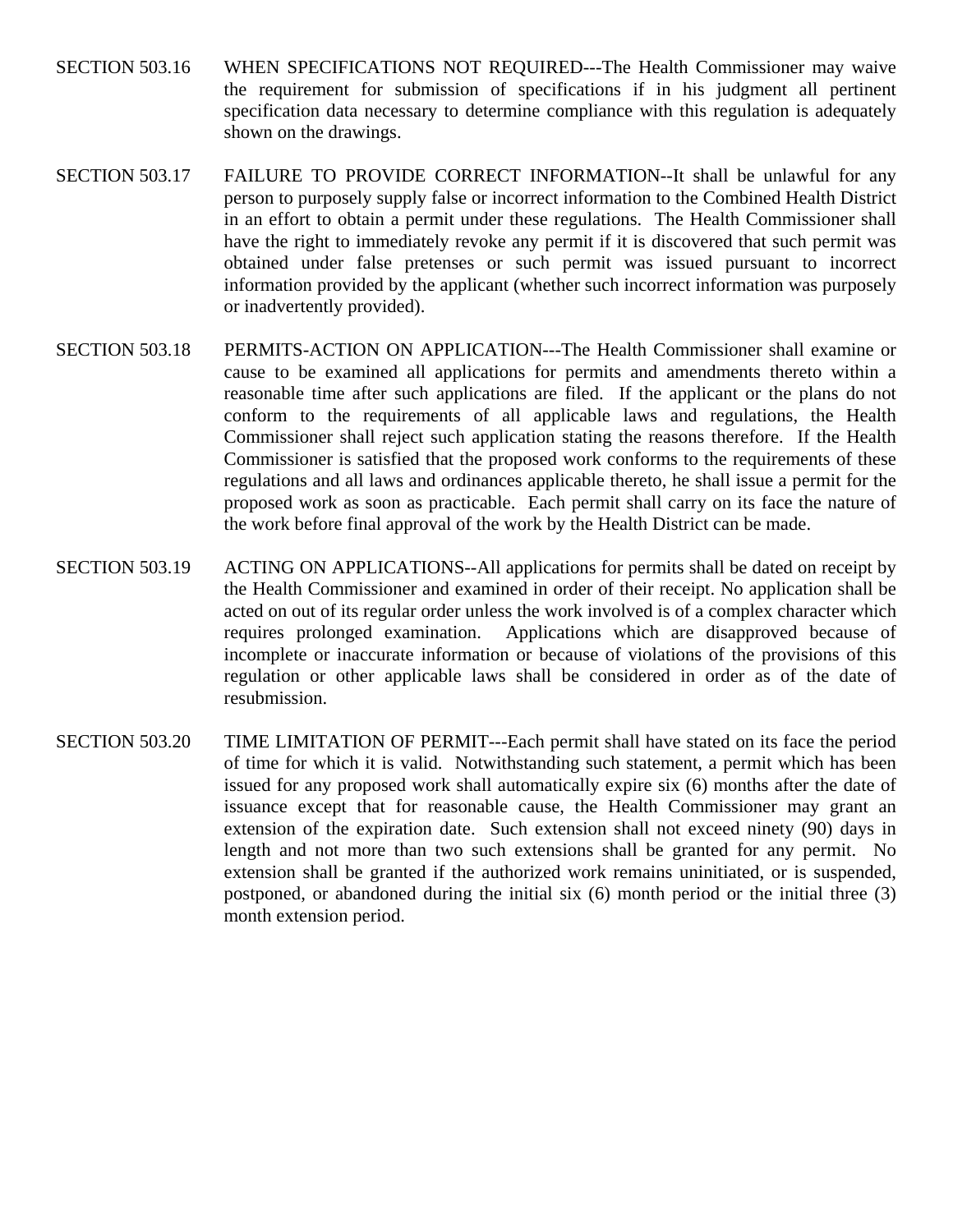SECTION 503.16 WHEN SPECIFICATIONS NOT REQUIRED---The Health Commissioner may waive the requirement for submission of specifications if in his judgment all pertinent specification data necessary to determine compliance with this regulation is adequately shown on the drawings.

SECTION 503.17 FAILURE TO PROVIDE CORRECT INFORMATION--It shall be unlawful for any person to purposely supply false or incorrect information to the Combined Health District in an effort to obtain a permit under these regulations. The Health Commissioner shall have the right to immediately revoke any permit if it is discovered that such permit was obtained under false pretenses or such permit was issued pursuant to incorrect information provided by the applicant (whether such incorrect information was purposely or inadvertently provided).

SECTION 503.18 PERMITS-ACTION ON APPLICATION---The Health Commissioner shall examine or cause to be examined all applications for permits and amendments thereto within a reasonable time after such applications are filed. If the applicant or the plans do not conform to the requirements of all applicable laws and regulations, the Health Commissioner shall reject such application stating the reasons therefore. If the Health Commissioner is satisfied that the proposed work conforms to the requirements of these regulations and all laws and ordinances applicable thereto, he shall issue a permit for the proposed work as soon as practicable. Each permit shall carry on its face the nature of the work before final approval of the work by the Health District can be made.

SECTION 503.19 ACTING ON APPLICATIONS--All applications for permits shall be dated on receipt by the Health Commissioner and examined in order of their receipt. No application shall be acted on out of its regular order unless the work involved is of a complex character which requires prolonged examination. Applications which are disapproved because of incomplete or inaccurate information or because of violations of the provisions of this regulation or other applicable laws shall be considered in order as of the date of resubmission.

SECTION 503.20 TIME LIMITATION OF PERMIT---Each permit shall have stated on its face the period of time for which it is valid. Notwithstanding such statement, a permit which has been issued for any proposed work shall automatically expire six (6) months after the date of issuance except that for reasonable cause, the Health Commissioner may grant an extension of the expiration date. Such extension shall not exceed ninety (90) days in length and not more than two such extensions shall be granted for any permit. No extension shall be granted if the authorized work remains uninitiated, or is suspended, postponed, or abandoned during the initial six (6) month period or the initial three (3) month extension period.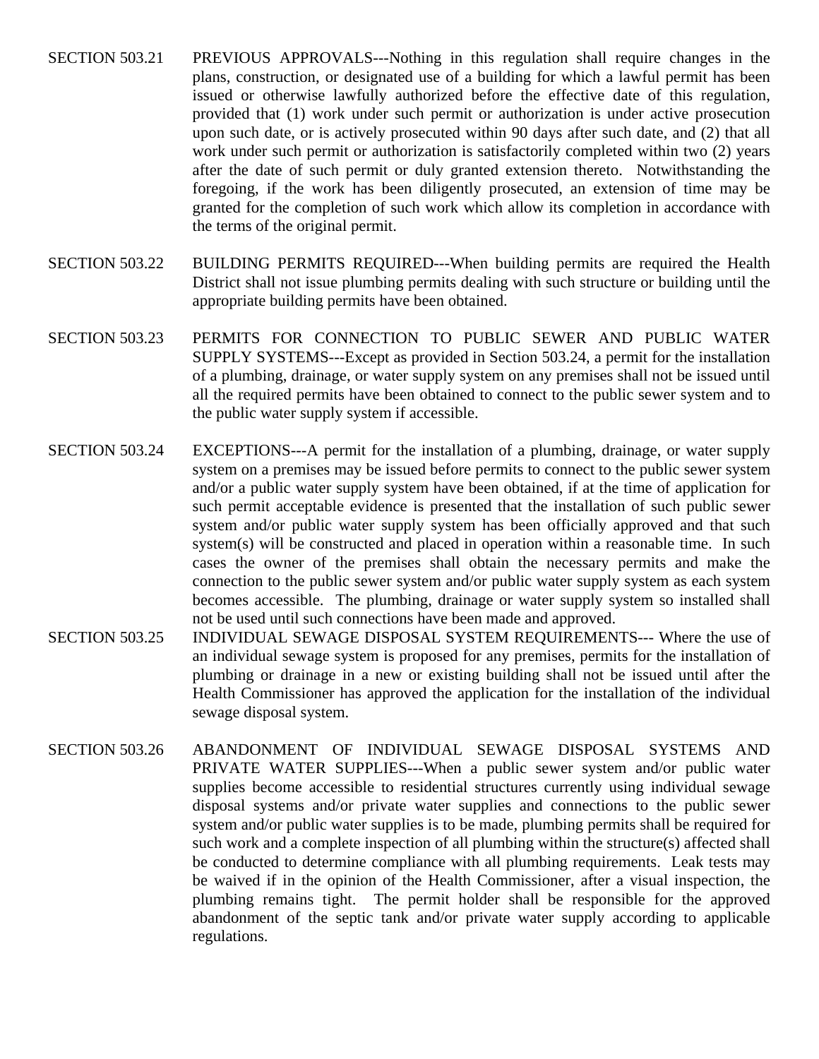SECTION 503.21 PREVIOUS APPROVALS---Nothing in this regulation shall require changes in the plans, construction, or designated use of a building for which a lawful permit has been issued or otherwise lawfully authorized before the effective date of this regulation, provided that (1) work under such permit or authorization is under active prosecution upon such date, or is actively prosecuted within 90 days after such date, and (2) that all work under such permit or authorization is satisfactorily completed within two (2) years after the date of such permit or duly granted extension thereto. Notwithstanding the foregoing, if the work has been diligently prosecuted, an extension of time may be granted for the completion of such work which allow its completion in accordance with the terms of the original permit.

SECTION 503.22 BUILDING PERMITS REQUIRED---When building permits are required the Health District shall not issue plumbing permits dealing with such structure or building until the appropriate building permits have been obtained.

SECTION 503.23 PERMITS FOR CONNECTION TO PUBLIC SEWER AND PUBLIC WATER SUPPLY SYSTEMS---Except as provided in Section 503.24, a permit for the installation of a plumbing, drainage, or water supply system on any premises shall not be issued until all the required permits have been obtained to connect to the public sewer system and to the public water supply system if accessible.

SECTION 503.24 EXCEPTIONS---A permit for the installation of a plumbing, drainage, or water supply system on a premises may be issued before permits to connect to the public sewer system and/or a public water supply system have been obtained, if at the time of application for such permit acceptable evidence is presented that the installation of such public sewer system and/or public water supply system has been officially approved and that such system(s) will be constructed and placed in operation within a reasonable time. In such cases the owner of the premises shall obtain the necessary permits and make the connection to the public sewer system and/or public water supply system as each system becomes accessible. The plumbing, drainage or water supply system so installed shall not be used until such connections have been made and approved.

SECTION 503.25 INDIVIDUAL SEWAGE DISPOSAL SYSTEM REQUIREMENTS--- Where the use of an individual sewage system is proposed for any premises, permits for the installation of plumbing or drainage in a new or existing building shall not be issued until after the Health Commissioner has approved the application for the installation of the individual sewage disposal system.

SECTION 503.26 ABANDONMENT OF INDIVIDUAL SEWAGE DISPOSAL SYSTEMS AND PRIVATE WATER SUPPLIES---When a public sewer system and/or public water supplies become accessible to residential structures currently using individual sewage disposal systems and/or private water supplies and connections to the public sewer system and/or public water supplies is to be made, plumbing permits shall be required for such work and a complete inspection of all plumbing within the structure(s) affected shall be conducted to determine compliance with all plumbing requirements. Leak tests may be waived if in the opinion of the Health Commissioner, after a visual inspection, the plumbing remains tight. The permit holder shall be responsible for the approved abandonment of the septic tank and/or private water supply according to applicable regulations.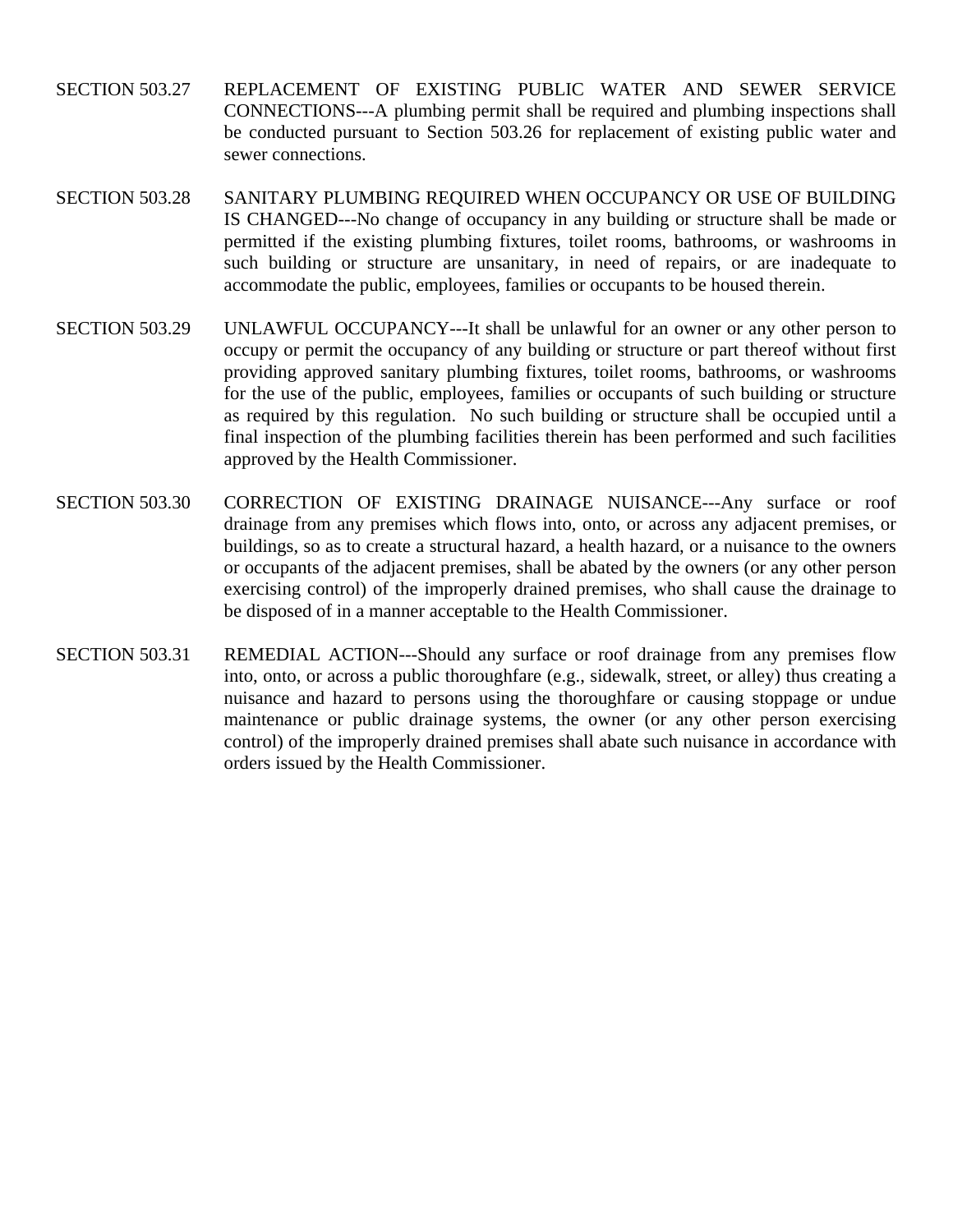SECTION 503.27 REPLACEMENT OF EXISTING PUBLIC WATER AND SEWER SERVICE CONNECTIONS---A plumbing permit shall be required and plumbing inspections shall be conducted pursuant to Section 503.26 for replacement of existing public water and sewer connections.

SECTION 503.28 SANITARY PLUMBING REQUIRED WHEN OCCUPANCY OR USE OF BUILDING IS CHANGED---No change of occupancy in any building or structure shall be made or permitted if the existing plumbing fixtures, toilet rooms, bathrooms, or washrooms in such building or structure are unsanitary, in need of repairs, or are inadequate to accommodate the public, employees, families or occupants to be housed therein.

SECTION 503.29 UNLAWFUL OCCUPANCY---It shall be unlawful for an owner or any other person to occupy or permit the occupancy of any building or structure or part thereof without first providing approved sanitary plumbing fixtures, toilet rooms, bathrooms, or washrooms for the use of the public, employees, families or occupants of such building or structure as required by this regulation. No such building or structure shall be occupied until a final inspection of the plumbing facilities therein has been performed and such facilities approved by the Health Commissioner.

SECTION 503.30 CORRECTION OF EXISTING DRAINAGE NUISANCE---Any surface or roof drainage from any premises which flows into, onto, or across any adjacent premises, or buildings, so as to create a structural hazard, a health hazard, or a nuisance to the owners or occupants of the adjacent premises, shall be abated by the owners (or any other person exercising control) of the improperly drained premises, who shall cause the drainage to be disposed of in a manner acceptable to the Health Commissioner.

SECTION 503.31 REMEDIAL ACTION---Should any surface or roof drainage from any premises flow into, onto, or across a public thoroughfare (e.g., sidewalk, street, or alley) thus creating a nuisance and hazard to persons using the thoroughfare or causing stoppage or undue maintenance or public drainage systems, the owner (or any other person exercising control) of the improperly drained premises shall abate such nuisance in accordance with orders issued by the Health Commissioner.